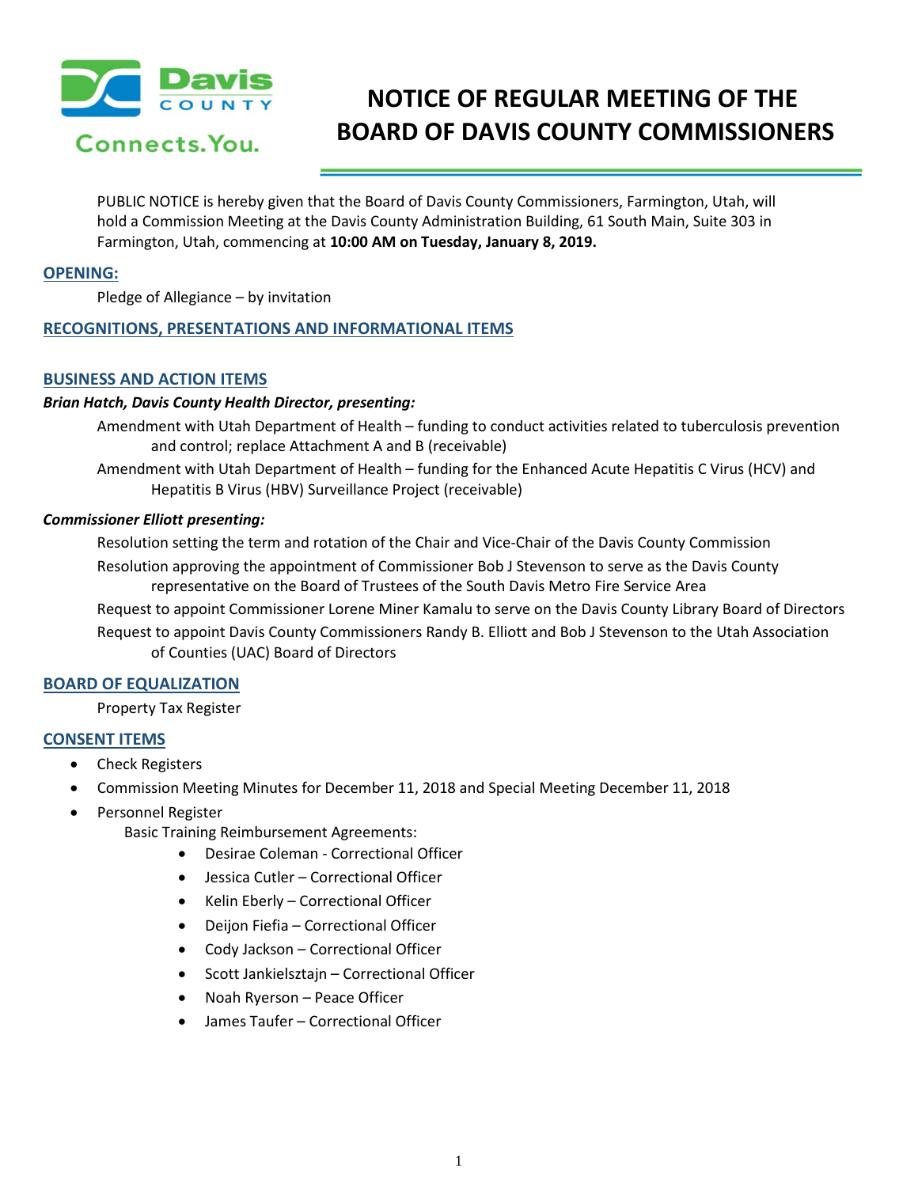Davis COUNTY

Connects.You.

# NOTICE OF REGULAR MEETING OF THE BOARD OF DAVIS COUNTY COMMISSIONERS

PUBLIC NOTICE is hereby given that the Board of Davis County Commissioners, Farmington, Utah, will hold a Commission Meeting at the Davis County Administration Building, 61 South Main, Suite 303 in Farmington, Utah, commencing at **10:00 AM on Tuesday, January 8, 2019.**

## OPENING:

Pledge of Allegiance – by invitation

## RECOGNITIONS, PRESENTATIONS AND INFORMATIONAL ITEMS

## BUSINESS AND ACTION ITEMS

***Brian Hatch, Davis County Health Director, presenting:***

Amendment with Utah Department of Health – funding to conduct activities related to tuberculosis prevention and control; replace Attachment A and B (receivable)

Amendment with Utah Department of Health – funding for the Enhanced Acute Hepatitis C Virus (HCV) and Hepatitis B Virus (HBV) Surveillance Project (receivable)

***Commissioner Elliott presenting:***

Resolution setting the term and rotation of the Chair and Vice-Chair of the Davis County Commission

Resolution approving the appointment of Commissioner Bob J Stevenson to serve as the Davis County representative on the Board of Trustees of the South Davis Metro Fire Service Area

Request to appoint Commissioner Lorene Miner Kamalu to serve on the Davis County Library Board of Directors

Request to appoint Davis County Commissioners Randy B. Elliott and Bob J Stevenson to the Utah Association of Counties (UAC) Board of Directors

## BOARD OF EQUALIZATION

Property Tax Register

## CONSENT ITEMS

- Check Registers
- Commission Meeting Minutes for December 11, 2018 and Special Meeting December 11, 2018
- Personnel Register

  Basic Training Reimbursement Agreements:

  - Desirae Coleman - Correctional Officer
  - Jessica Cutler – Correctional Officer
  - Kelin Eberly – Correctional Officer
  - Deijon Fiefia – Correctional Officer
  - Cody Jackson – Correctional Officer
  - Scott Jankielsztajn – Correctional Officer
  - Noah Ryerson – Peace Officer
  - James Taufer – Correctional Officer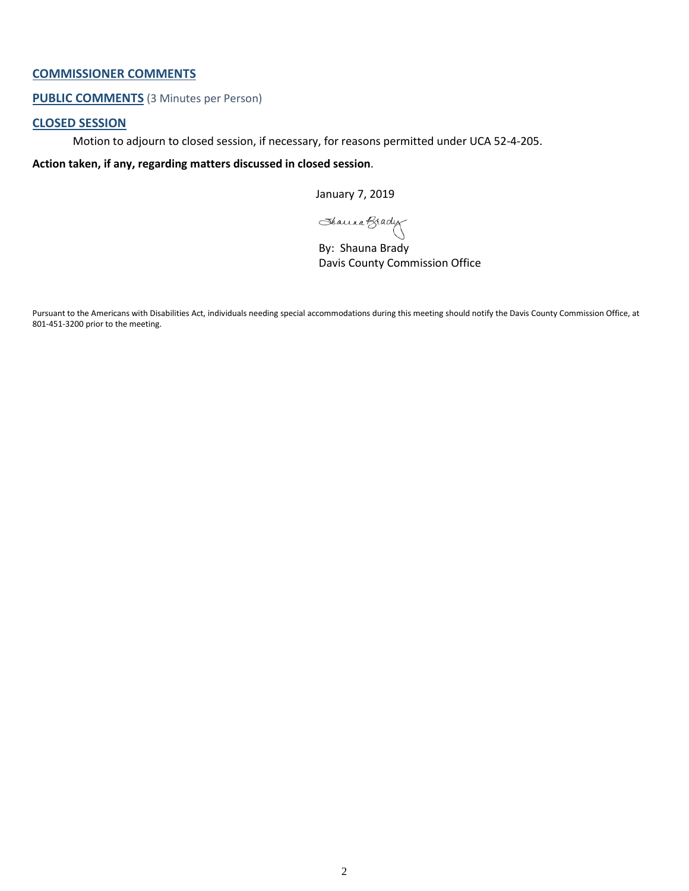## COMMISSIONER COMMENTS

## PUBLIC COMMENTS (3 Minutes per Person)

## CLOSED SESSION

Motion to adjourn to closed session, if necessary, for reasons permitted under UCA 52-4-205.

**Action taken, if any, regarding matters discussed in closed session**.

January 7, 2019

Shauna Brady

By: Shauna Brady
Davis County Commission Office

Pursuant to the Americans with Disabilities Act, individuals needing special accommodations during this meeting should notify the Davis County Commission Office, at 801-451-3200 prior to the meeting.